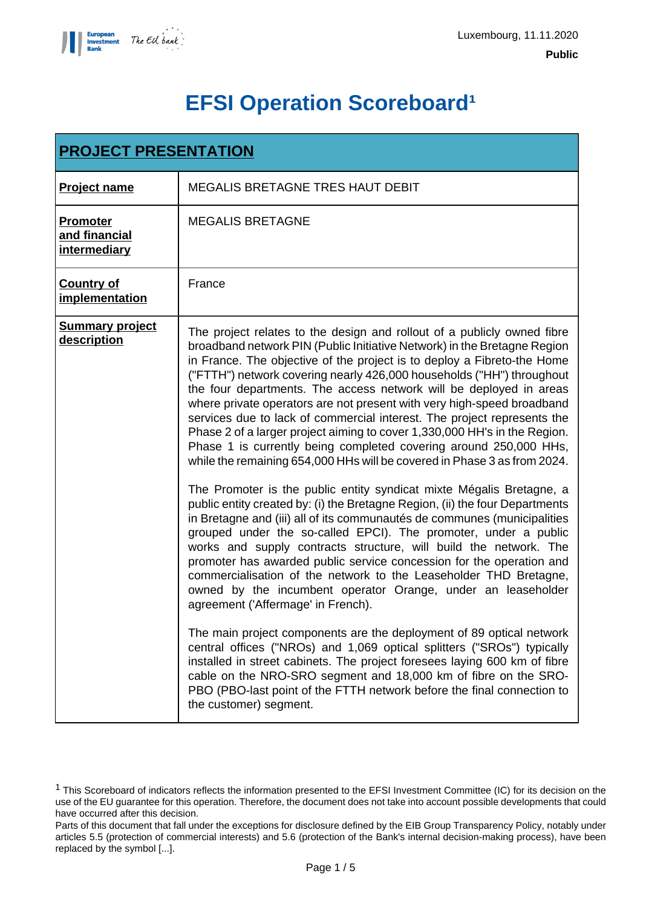Luxembourg, 11.11.2020

**Public**

# EFSI Operation Scoreboard[1]

| **PROJECT PRESENTATION** | |
|---|---|
| **Project name** | MEGALIS BRETAGNE TRES HAUT DEBIT |
| **Promoter and financial intermediary** | MEGALIS BRETAGNE |
| **Country of implementation** | France |
| **Summary project description** | The project relates to the design and rollout of a publicly owned fibre broadband network PIN (Public Initiative Network) in the Bretagne Region in France. The objective of the project is to deploy a Fibreto-the Home ("FTTH") network covering nearly 426,000 households ("HH") throughout the four departments. The access network will be deployed in areas where private operators are not present with very high-speed broadband services due to lack of commercial interest. The project represents the Phase 2 of a larger project aiming to cover 1,330,000 HH's in the Region. Phase 1 is currently being completed covering around 250,000 HHs, while the remaining 654,000 HHs will be covered in Phase 3 as from 2024.<br><br>The Promoter is the public entity syndicat mixte Mégalis Bretagne, a public entity created by: (i) the Bretagne Region, (ii) the four Departments in Bretagne and (iii) all of its communautés de communes (municipalities grouped under the so-called EPCI). The promoter, under a public works and supply contracts structure, will build the network. The promoter has awarded public service concession for the operation and commercialisation of the network to the Leaseholder THD Bretagne, owned by the incumbent operator Orange, under an leaseholder agreement ('Affermage' in French).<br><br>The main project components are the deployment of 89 optical network central offices ("NROs) and 1,069 optical splitters ("SROs") typically installed in street cabinets. The project foresees laying 600 km of fibre cable on the NRO-SRO segment and 18,000 km of fibre on the SRO-PBO (PBO-last point of the FTTH network before the final connection to the customer) segment. |

[1] This Scoreboard of indicators reflects the information presented to the EFSI Investment Committee (IC) for its decision on the use of the EU guarantee for this operation. Therefore, the document does not take into account possible developments that could have occurred after this decision.
Parts of this document that fall under the exceptions for disclosure defined by the EIB Group Transparency Policy, notably under articles 5.5 (protection of commercial interests) and 5.6 (protection of the Bank's internal decision-making process), have been replaced by the symbol [...].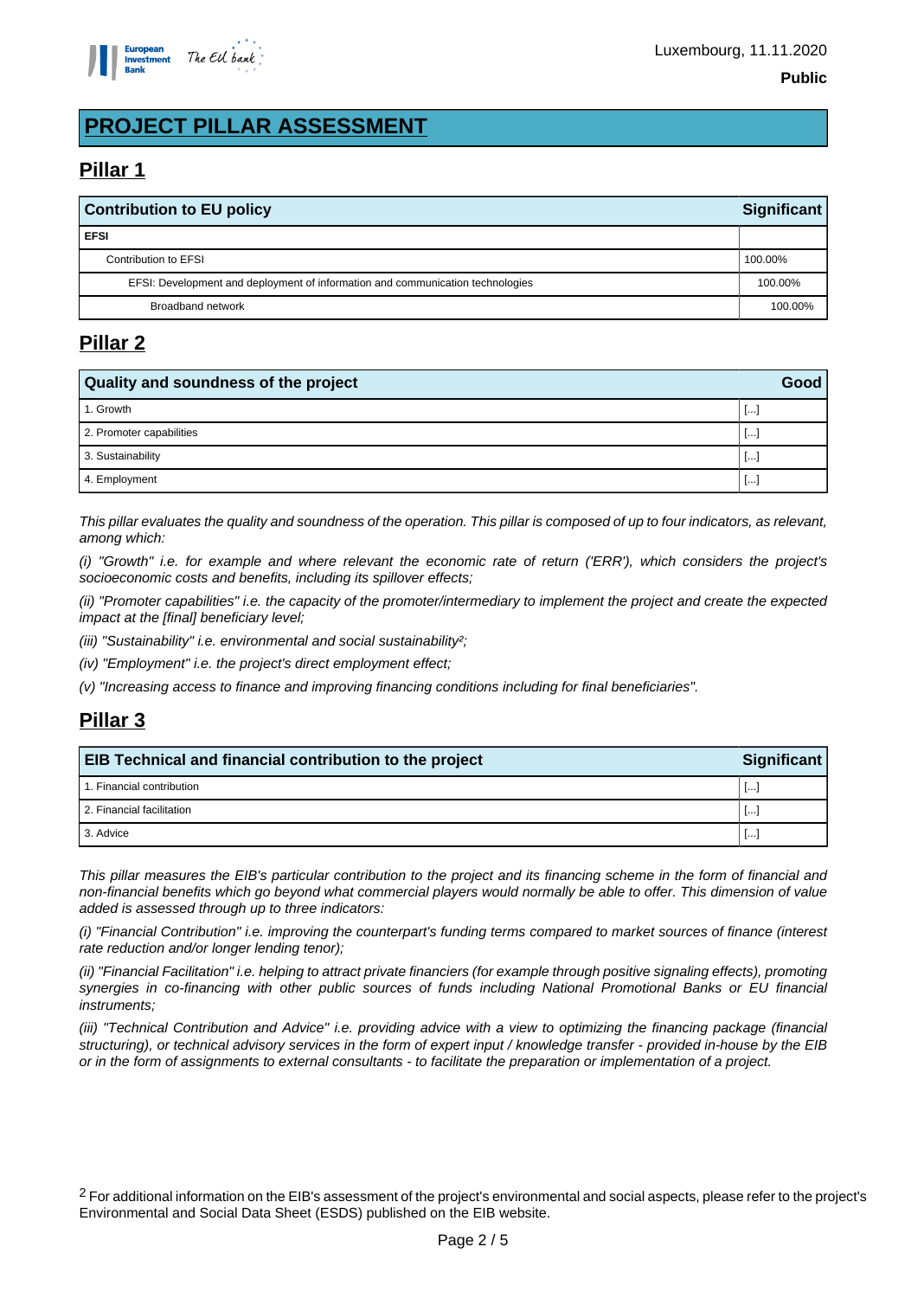# PROJECT PILLAR ASSESSMENT

## Pillar 1

| Contribution to EU policy | Significant |
|---|---|
| **EFSI** | |
| Contribution to EFSI | 100.00% |
| EFSI: Development and deployment of information and communication technologies | 100.00% |
| Broadband network | 100.00% |

## Pillar 2

| Quality and soundness of the project | Good |
|---|---|
| 1. Growth | [...] |
| 2. Promoter capabilities | [...] |
| 3. Sustainability | [...] |
| 4. Employment | [...] |

*This pillar evaluates the quality and soundness of the operation. This pillar is composed of up to four indicators, as relevant, among which:*

*(i) "Growth" i.e. for example and where relevant the economic rate of return ('ERR'), which considers the project's socioeconomic costs and benefits, including its spillover effects;*

*(ii) "Promoter capabilities" i.e. the capacity of the promoter/intermediary to implement the project and create the expected impact at the [final] beneficiary level;*

*(iii) "Sustainability" i.e. environmental and social sustainability[2];*

*(iv) "Employment" i.e. the project's direct employment effect;*

*(v) "Increasing access to finance and improving financing conditions including for final beneficiaries".*

## Pillar 3

| EIB Technical and financial contribution to the project | Significant |
|---|---|
| 1. Financial contribution | [...] |
| 2. Financial facilitation | [...] |
| 3. Advice | [...] |

*This pillar measures the EIB's particular contribution to the project and its financing scheme in the form of financial and non-financial benefits which go beyond what commercial players would normally be able to offer. This dimension of value added is assessed through up to three indicators:*

*(i) "Financial Contribution" i.e. improving the counterpart's funding terms compared to market sources of finance (interest rate reduction and/or longer lending tenor);*

*(ii) "Financial Facilitation" i.e. helping to attract private financiers (for example through positive signaling effects), promoting synergies in co-financing with other public sources of funds including National Promotional Banks or EU financial instruments;*

*(iii) "Technical Contribution and Advice" i.e. providing advice with a view to optimizing the financing package (financial structuring), or technical advisory services in the form of expert input / knowledge transfer - provided in-house by the EIB or in the form of assignments to external consultants - to facilitate the preparation or implementation of a project.*

[2] For additional information on the EIB's assessment of the project's environmental and social aspects, please refer to the project's Environmental and Social Data Sheet (ESDS) published on the EIB website.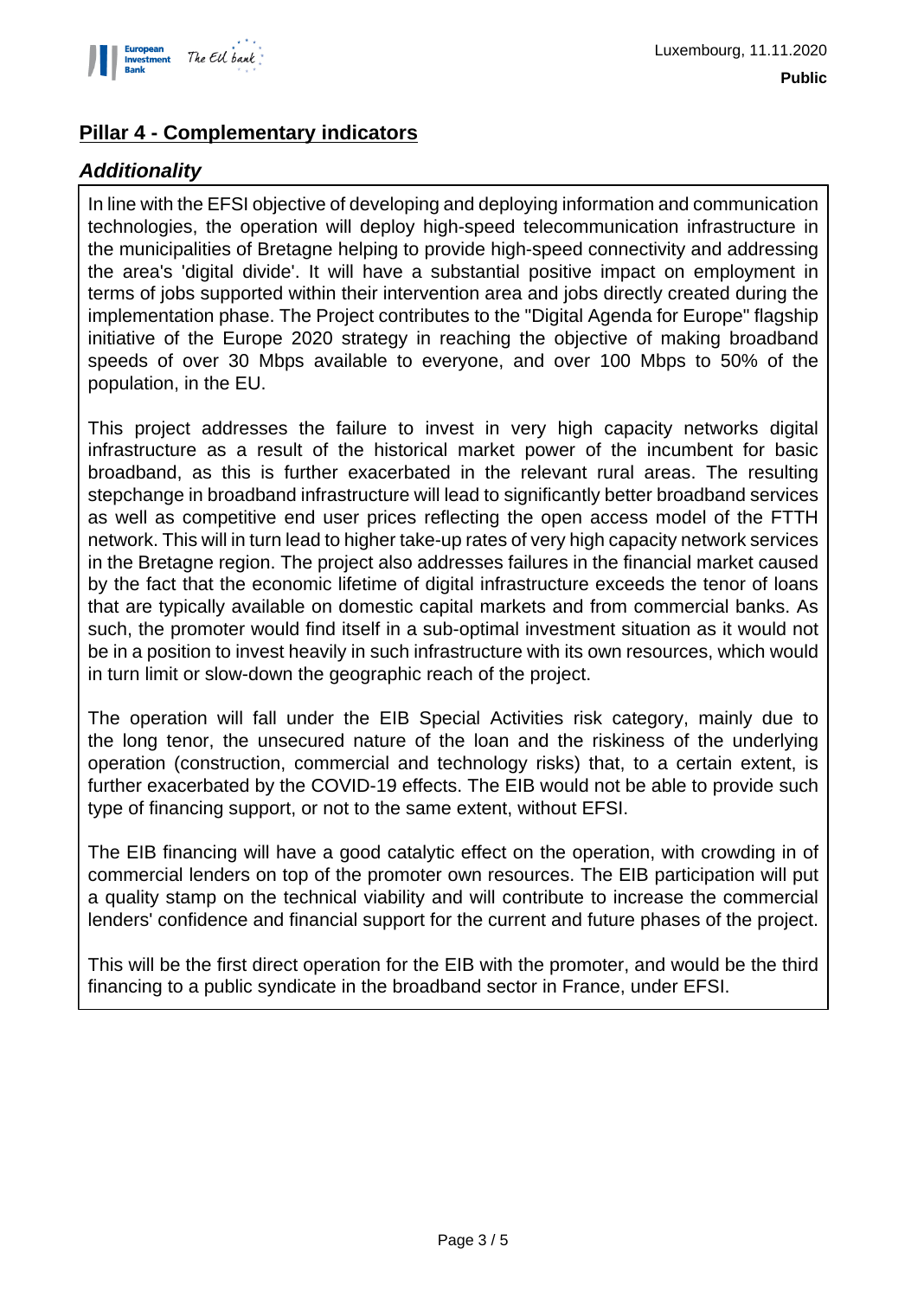## Pillar 4 - Complementary indicators

### *Additionality*

In line with the EFSI objective of developing and deploying information and communication technologies, the operation will deploy high-speed telecommunication infrastructure in the municipalities of Bretagne helping to provide high-speed connectivity and addressing the area's 'digital divide'. It will have a substantial positive impact on employment in terms of jobs supported within their intervention area and jobs directly created during the implementation phase. The Project contributes to the "Digital Agenda for Europe" flagship initiative of the Europe 2020 strategy in reaching the objective of making broadband speeds of over 30 Mbps available to everyone, and over 100 Mbps to 50% of the population, in the EU.

This project addresses the failure to invest in very high capacity networks digital infrastructure as a result of the historical market power of the incumbent for basic broadband, as this is further exacerbated in the relevant rural areas. The resulting stepchange in broadband infrastructure will lead to significantly better broadband services as well as competitive end user prices reflecting the open access model of the FTTH network. This will in turn lead to higher take-up rates of very high capacity network services in the Bretagne region. The project also addresses failures in the financial market caused by the fact that the economic lifetime of digital infrastructure exceeds the tenor of loans that are typically available on domestic capital markets and from commercial banks. As such, the promoter would find itself in a sub-optimal investment situation as it would not be in a position to invest heavily in such infrastructure with its own resources, which would in turn limit or slow-down the geographic reach of the project.

The operation will fall under the EIB Special Activities risk category, mainly due to the long tenor, the unsecured nature of the loan and the riskiness of the underlying operation (construction, commercial and technology risks) that, to a certain extent, is further exacerbated by the COVID-19 effects. The EIB would not be able to provide such type of financing support, or not to the same extent, without EFSI.

The EIB financing will have a good catalytic effect on the operation, with crowding in of commercial lenders on top of the promoter own resources. The EIB participation will put a quality stamp on the technical viability and will contribute to increase the commercial lenders' confidence and financial support for the current and future phases of the project.

This will be the first direct operation for the EIB with the promoter, and would be the third financing to a public syndicate in the broadband sector in France, under EFSI.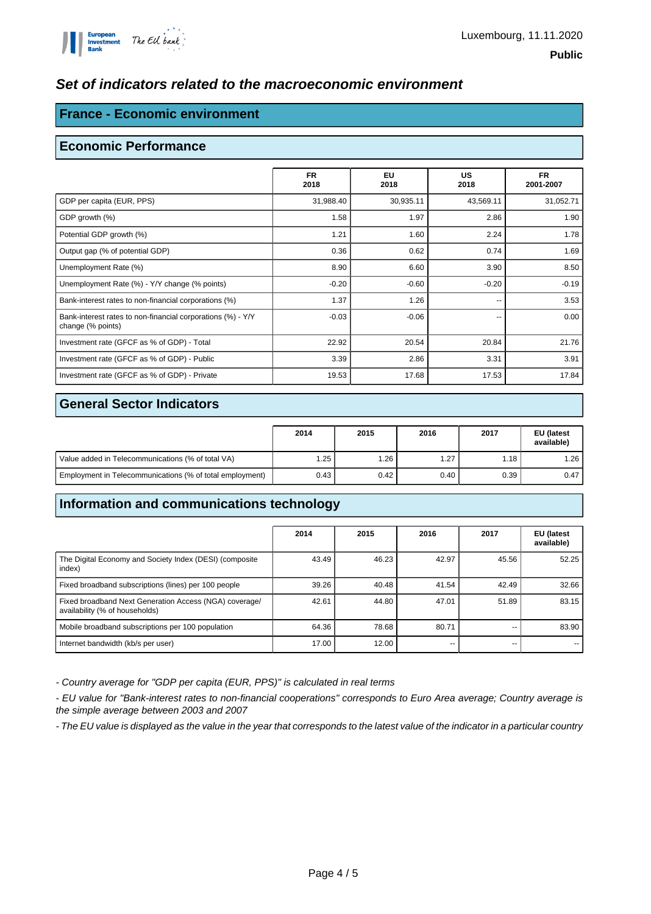Luxembourg, 11.11.2020

**Public**

## *Set of indicators related to the macroeconomic environment*

## France - Economic environment

### Economic Performance

| | FR 2018 | EU 2018 | US 2018 | FR 2001-2007 |
|---|---|---|---|---|
| GDP per capita (EUR, PPS) | 31,988.40 | 30,935.11 | 43,569.11 | 31,052.71 |
| GDP growth (%) | 1.58 | 1.97 | 2.86 | 1.90 |
| Potential GDP growth (%) | 1.21 | 1.60 | 2.24 | 1.78 |
| Output gap (% of potential GDP) | 0.36 | 0.62 | 0.74 | 1.69 |
| Unemployment Rate (%) | 8.90 | 6.60 | 3.90 | 8.50 |
| Unemployment Rate (%) - Y/Y change (% points) | -0.20 | -0.60 | -0.20 | -0.19 |
| Bank-interest rates to non-financial corporations (%) | 1.37 | 1.26 | -- | 3.53 |
| Bank-interest rates to non-financial corporations (%) - Y/Y change (% points) | -0.03 | -0.06 | -- | 0.00 |
| Investment rate (GFCF as % of GDP) - Total | 22.92 | 20.54 | 20.84 | 21.76 |
| Investment rate (GFCF as % of GDP) - Public | 3.39 | 2.86 | 3.31 | 3.91 |
| Investment rate (GFCF as % of GDP) - Private | 19.53 | 17.68 | 17.53 | 17.84 |

### General Sector Indicators

| | 2014 | 2015 | 2016 | 2017 | EU (latest available) |
|---|---|---|---|---|---|
| Value added in Telecommunications (% of total VA) | 1.25 | 1.26 | 1.27 | 1.18 | 1.26 |
| Employment in Telecommunications (% of total employment) | 0.43 | 0.42 | 0.40 | 0.39 | 0.47 |

### Information and communications technology

| | 2014 | 2015 | 2016 | 2017 | EU (latest available) |
|---|---|---|---|---|---|
| The Digital Economy and Society Index (DESI) (composite index) | 43.49 | 46.23 | 42.97 | 45.56 | 52.25 |
| Fixed broadband subscriptions (lines) per 100 people | 39.26 | 40.48 | 41.54 | 42.49 | 32.66 |
| Fixed broadband Next Generation Access (NGA) coverage/ availability (% of households) | 42.61 | 44.80 | 47.01 | 51.89 | 83.15 |
| Mobile broadband subscriptions per 100 population | 64.36 | 78.68 | 80.71 | -- | 83.90 |
| Internet bandwidth (kb/s per user) | 17.00 | 12.00 | -- | -- | -- |

*- Country average for "GDP per capita (EUR, PPS)" is calculated in real terms*

*- EU value for "Bank-interest rates to non-financial cooperations" corresponds to Euro Area average; Country average is the simple average between 2003 and 2007*

*- The EU value is displayed as the value in the year that corresponds to the latest value of the indicator in a particular country*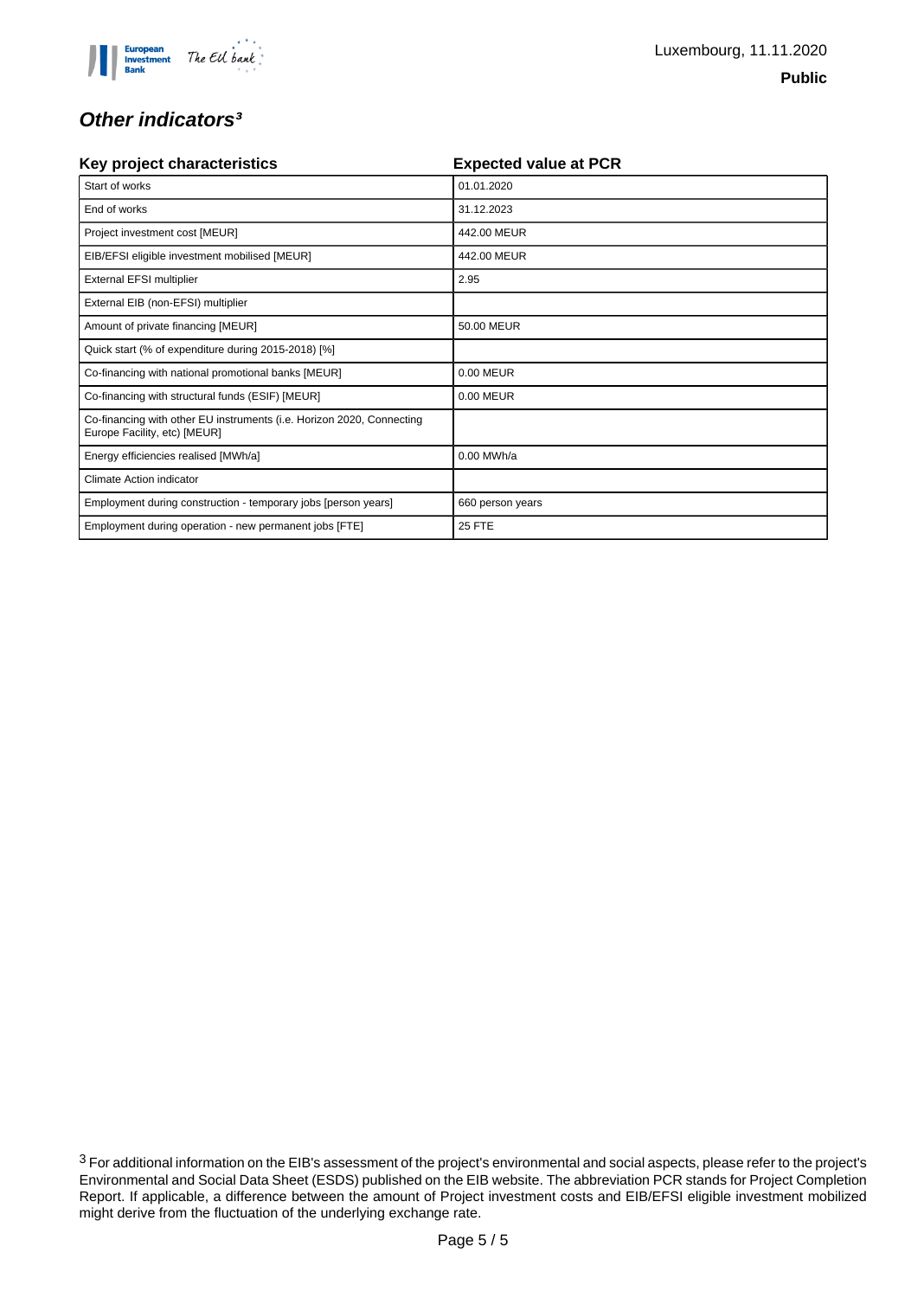## *Other indicators*[3]

| Key project characteristics | Expected value at PCR |
|---|---|
| Start of works | 01.01.2020 |
| End of works | 31.12.2023 |
| Project investment cost [MEUR] | 442.00 MEUR |
| EIB/EFSI eligible investment mobilised [MEUR] | 442.00 MEUR |
| External EFSI multiplier | 2.95 |
| External EIB (non-EFSI) multiplier | |
| Amount of private financing [MEUR] | 50.00 MEUR |
| Quick start (% of expenditure during 2015-2018) [%] | |
| Co-financing with national promotional banks [MEUR] | 0.00 MEUR |
| Co-financing with structural funds (ESIF) [MEUR] | 0.00 MEUR |
| Co-financing with other EU instruments (i.e. Horizon 2020, Connecting Europe Facility, etc) [MEUR] | |
| Energy efficiencies realised [MWh/a] | 0.00 MWh/a |
| Climate Action indicator | |
| Employment during construction - temporary jobs [person years] | 660 person years |
| Employment during operation - new permanent jobs [FTE] | 25 FTE |

[3] For additional information on the EIB's assessment of the project's environmental and social aspects, please refer to the project's Environmental and Social Data Sheet (ESDS) published on the EIB website. The abbreviation PCR stands for Project Completion Report. If applicable, a difference between the amount of Project investment costs and EIB/EFSI eligible investment mobilized might derive from the fluctuation of the underlying exchange rate.